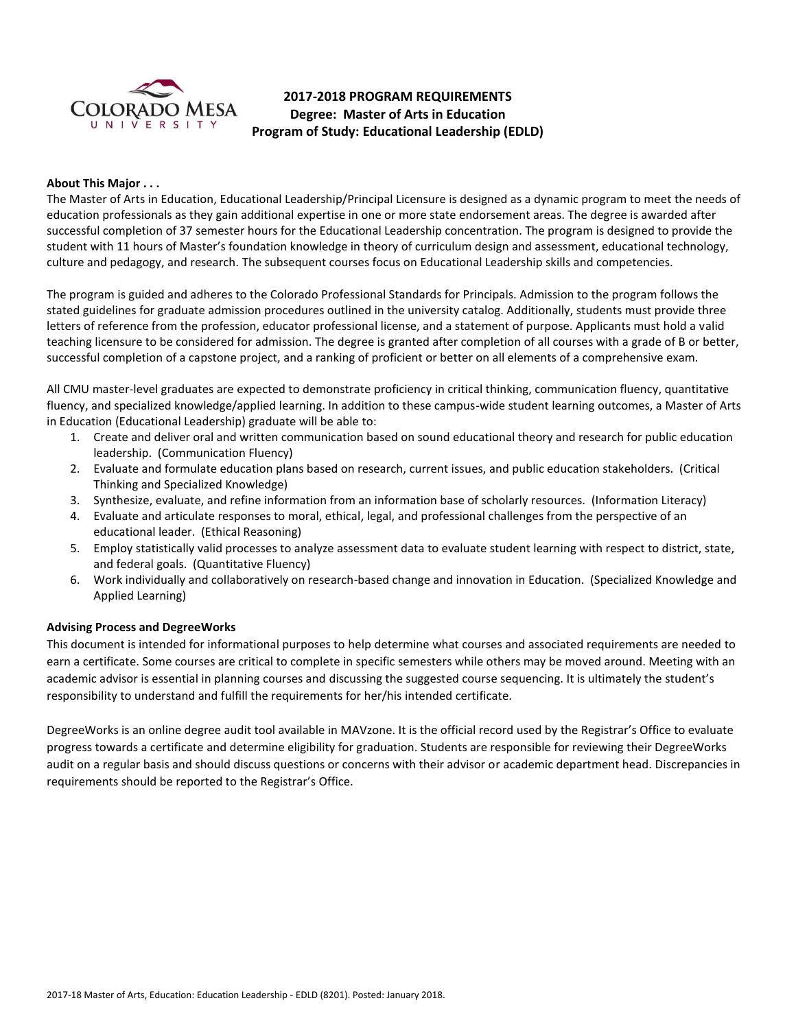# 2017-2018 PROGRAM REQUIREMENTS
## Degree: Master of Arts in Education
## Program of Study: Educational Leadership (EDLD)

**About This Major . . .**

The Master of Arts in Education, Educational Leadership/Principal Licensure is designed as a dynamic program to meet the needs of education professionals as they gain additional expertise in one or more state endorsement areas. The degree is awarded after successful completion of 37 semester hours for the Educational Leadership concentration. The program is designed to provide the student with 11 hours of Master's foundation knowledge in theory of curriculum design and assessment, educational technology, culture and pedagogy, and research. The subsequent courses focus on Educational Leadership skills and competencies.

The program is guided and adheres to the Colorado Professional Standards for Principals. Admission to the program follows the stated guidelines for graduate admission procedures outlined in the university catalog. Additionally, students must provide three letters of reference from the profession, educator professional license, and a statement of purpose. Applicants must hold a valid teaching licensure to be considered for admission. The degree is granted after completion of all courses with a grade of B or better, successful completion of a capstone project, and a ranking of proficient or better on all elements of a comprehensive exam.

All CMU master-level graduates are expected to demonstrate proficiency in critical thinking, communication fluency, quantitative fluency, and specialized knowledge/applied learning. In addition to these campus-wide student learning outcomes, a Master of Arts in Education (Educational Leadership) graduate will be able to:

1. Create and deliver oral and written communication based on sound educational theory and research for public education leadership. (Communication Fluency)
2. Evaluate and formulate education plans based on research, current issues, and public education stakeholders. (Critical Thinking and Specialized Knowledge)
3. Synthesize, evaluate, and refine information from an information base of scholarly resources. (Information Literacy)
4. Evaluate and articulate responses to moral, ethical, legal, and professional challenges from the perspective of an educational leader. (Ethical Reasoning)
5. Employ statistically valid processes to analyze assessment data to evaluate student learning with respect to district, state, and federal goals. (Quantitative Fluency)
6. Work individually and collaboratively on research-based change and innovation in Education. (Specialized Knowledge and Applied Learning)

**Advising Process and DegreeWorks**

This document is intended for informational purposes to help determine what courses and associated requirements are needed to earn a certificate. Some courses are critical to complete in specific semesters while others may be moved around. Meeting with an academic advisor is essential in planning courses and discussing the suggested course sequencing. It is ultimately the student's responsibility to understand and fulfill the requirements for her/his intended certificate.

DegreeWorks is an online degree audit tool available in MAVzone. It is the official record used by the Registrar's Office to evaluate progress towards a certificate and determine eligibility for graduation. Students are responsible for reviewing their DegreeWorks audit on a regular basis and should discuss questions or concerns with their advisor or academic department head. Discrepancies in requirements should be reported to the Registrar's Office.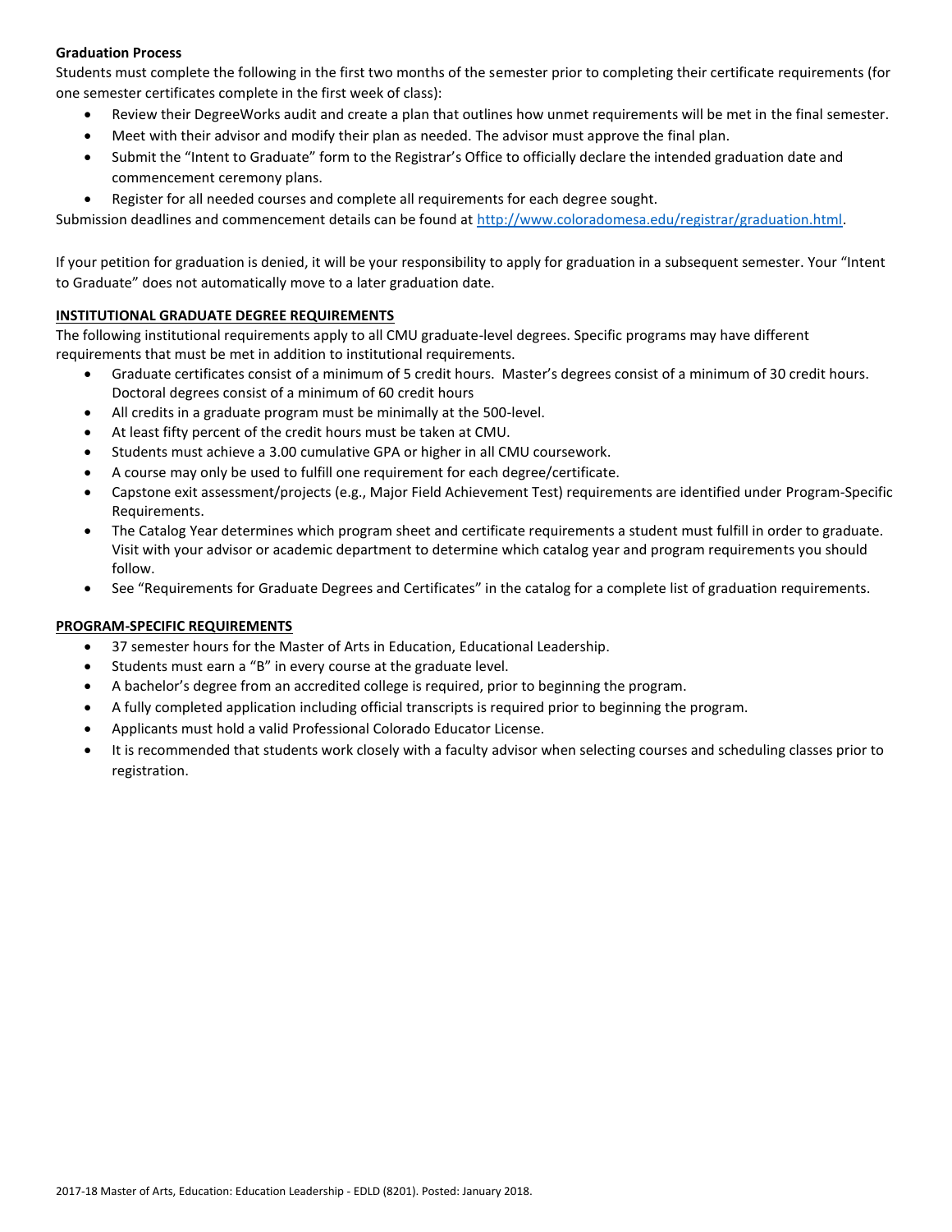**Graduation Process**

Students must complete the following in the first two months of the semester prior to completing their certificate requirements (for one semester certificates complete in the first week of class):

- Review their DegreeWorks audit and create a plan that outlines how unmet requirements will be met in the final semester.
- Meet with their advisor and modify their plan as needed. The advisor must approve the final plan.
- Submit the "Intent to Graduate" form to the Registrar's Office to officially declare the intended graduation date and commencement ceremony plans.
- Register for all needed courses and complete all requirements for each degree sought.

Submission deadlines and commencement details can be found at http://www.coloradomesa.edu/registrar/graduation.html.

If your petition for graduation is denied, it will be your responsibility to apply for graduation in a subsequent semester. Your "Intent to Graduate" does not automatically move to a later graduation date.

## INSTITUTIONAL GRADUATE DEGREE REQUIREMENTS

The following institutional requirements apply to all CMU graduate-level degrees. Specific programs may have different requirements that must be met in addition to institutional requirements.

- Graduate certificates consist of a minimum of 5 credit hours. Master's degrees consist of a minimum of 30 credit hours. Doctoral degrees consist of a minimum of 60 credit hours
- All credits in a graduate program must be minimally at the 500-level.
- At least fifty percent of the credit hours must be taken at CMU.
- Students must achieve a 3.00 cumulative GPA or higher in all CMU coursework.
- A course may only be used to fulfill one requirement for each degree/certificate.
- Capstone exit assessment/projects (e.g., Major Field Achievement Test) requirements are identified under Program-Specific Requirements.
- The Catalog Year determines which program sheet and certificate requirements a student must fulfill in order to graduate. Visit with your advisor or academic department to determine which catalog year and program requirements you should follow.
- See "Requirements for Graduate Degrees and Certificates" in the catalog for a complete list of graduation requirements.

## PROGRAM-SPECIFIC REQUIREMENTS

- 37 semester hours for the Master of Arts in Education, Educational Leadership.
- Students must earn a "B" in every course at the graduate level.
- A bachelor's degree from an accredited college is required, prior to beginning the program.
- A fully completed application including official transcripts is required prior to beginning the program.
- Applicants must hold a valid Professional Colorado Educator License.
- It is recommended that students work closely with a faculty advisor when selecting courses and scheduling classes prior to registration.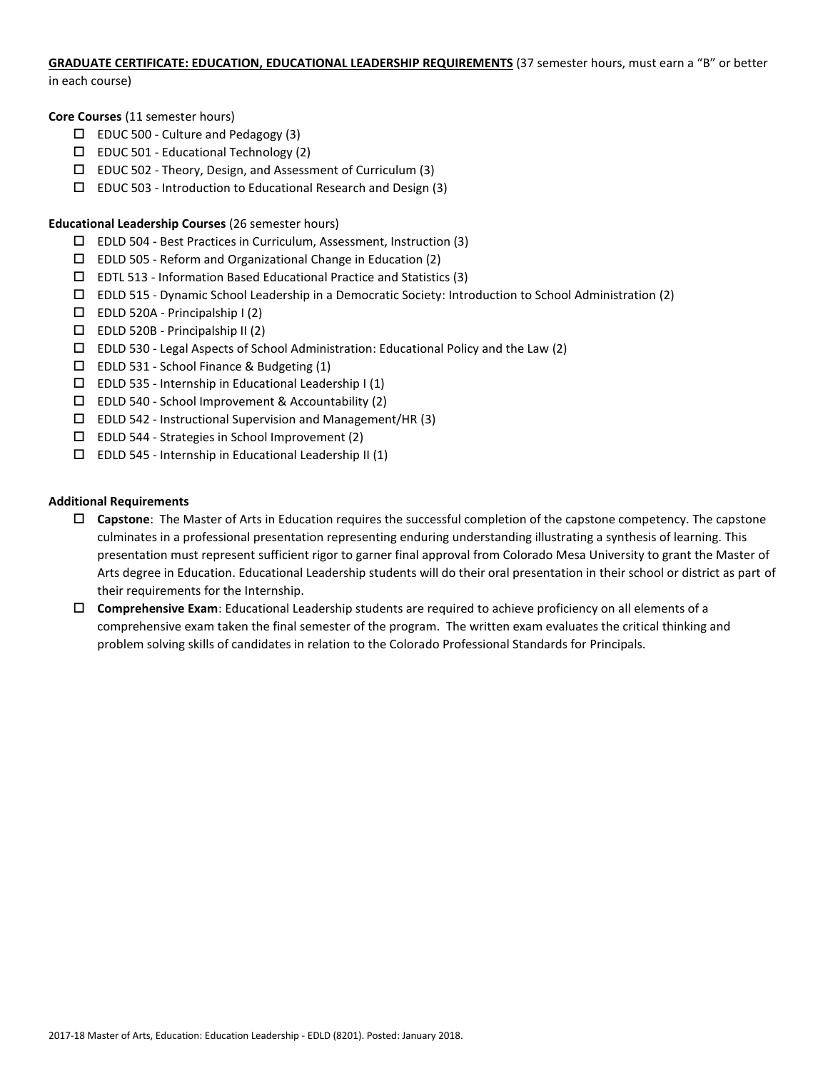**GRADUATE CERTIFICATE: EDUCATION, EDUCATIONAL LEADERSHIP REQUIREMENTS** (37 semester hours, must earn a "B" or better in each course)

**Core Courses** (11 semester hours)

- ☐ EDUC 500 - Culture and Pedagogy (3)
- ☐ EDUC 501 - Educational Technology (2)
- ☐ EDUC 502 - Theory, Design, and Assessment of Curriculum (3)
- ☐ EDUC 503 - Introduction to Educational Research and Design (3)

**Educational Leadership Courses** (26 semester hours)

- ☐ EDLD 504 - Best Practices in Curriculum, Assessment, Instruction (3)
- ☐ EDLD 505 - Reform and Organizational Change in Education (2)
- ☐ EDTL 513 - Information Based Educational Practice and Statistics (3)
- ☐ EDLD 515 - Dynamic School Leadership in a Democratic Society: Introduction to School Administration (2)
- ☐ EDLD 520A - Principalship I (2)
- ☐ EDLD 520B - Principalship II (2)
- ☐ EDLD 530 - Legal Aspects of School Administration: Educational Policy and the Law (2)
- ☐ EDLD 531 - School Finance & Budgeting (1)
- ☐ EDLD 535 - Internship in Educational Leadership I (1)
- ☐ EDLD 540 - School Improvement & Accountability (2)
- ☐ EDLD 542 - Instructional Supervision and Management/HR (3)
- ☐ EDLD 544 - Strategies in School Improvement (2)
- ☐ EDLD 545 - Internship in Educational Leadership II (1)

**Additional Requirements**

- ☐ **Capstone**: The Master of Arts in Education requires the successful completion of the capstone competency. The capstone culminates in a professional presentation representing enduring understanding illustrating a synthesis of learning. This presentation must represent sufficient rigor to garner final approval from Colorado Mesa University to grant the Master of Arts degree in Education. Educational Leadership students will do their oral presentation in their school or district as part of their requirements for the Internship.
- ☐ **Comprehensive Exam**: Educational Leadership students are required to achieve proficiency on all elements of a comprehensive exam taken the final semester of the program. The written exam evaluates the critical thinking and problem solving skills of candidates in relation to the Colorado Professional Standards for Principals.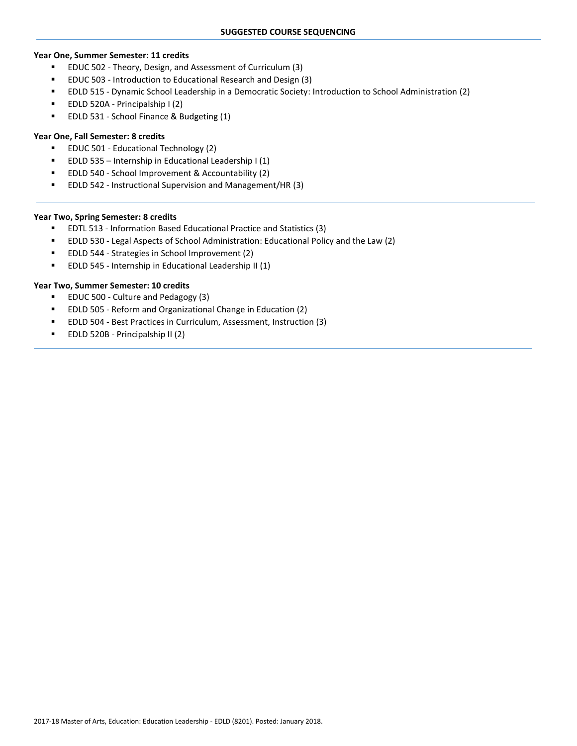## SUGGESTED COURSE SEQUENCING

**Year One, Summer Semester: 11 credits**

- EDUC 502 - Theory, Design, and Assessment of Curriculum (3)
- EDUC 503 - Introduction to Educational Research and Design (3)
- EDLD 515 - Dynamic School Leadership in a Democratic Society: Introduction to School Administration (2)
- EDLD 520A - Principalship I (2)
- EDLD 531 - School Finance & Budgeting (1)

**Year One, Fall Semester: 8 credits**

- EDUC 501 - Educational Technology (2)
- EDLD 535 – Internship in Educational Leadership I (1)
- EDLD 540 - School Improvement & Accountability (2)
- EDLD 542 - Instructional Supervision and Management/HR (3)

**Year Two, Spring Semester: 8 credits**

- EDTL 513 - Information Based Educational Practice and Statistics (3)
- EDLD 530 - Legal Aspects of School Administration: Educational Policy and the Law (2)
- EDLD 544 - Strategies in School Improvement (2)
- EDLD 545 - Internship in Educational Leadership II (1)

**Year Two, Summer Semester: 10 credits**

- EDUC 500 - Culture and Pedagogy (3)
- EDLD 505 - Reform and Organizational Change in Education (2)
- EDLD 504 - Best Practices in Curriculum, Assessment, Instruction (3)
- EDLD 520B - Principalship II (2)